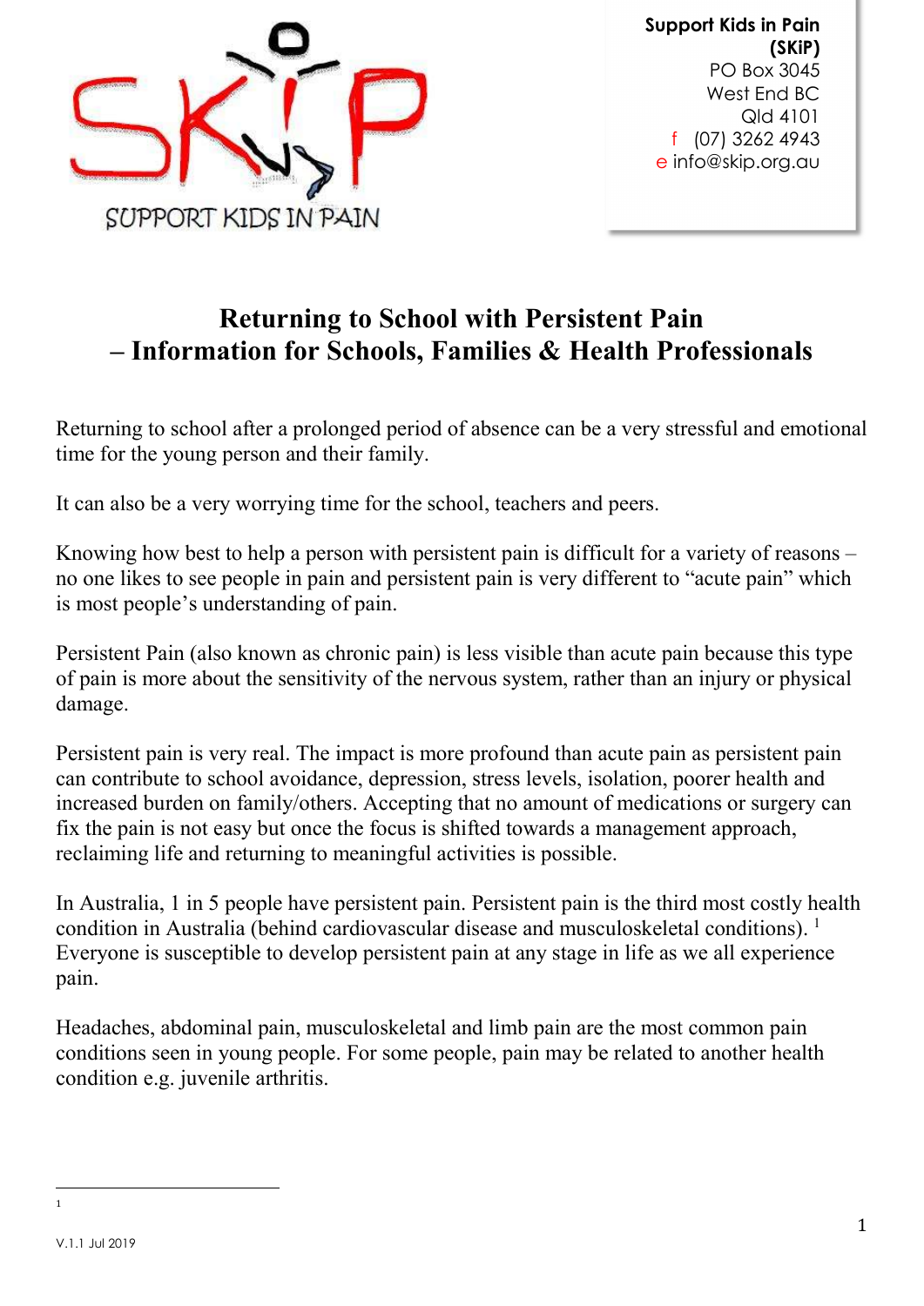SUPPORT KIDS IN PAIN

**Support Kids in Pain (SKiP)**
PO Box 3045
West End BC
Qld 4101
f (07) 3262 4943
e info@skip.org.au

# Returning to School with Persistent Pain – Information for Schools, Families & Health Professionals

Returning to school after a prolonged period of absence can be a very stressful and emotional time for the young person and their family.

It can also be a very worrying time for the school, teachers and peers.

Knowing how best to help a person with persistent pain is difficult for a variety of reasons – no one likes to see people in pain and persistent pain is very different to "acute pain" which is most people's understanding of pain.

Persistent Pain (also known as chronic pain) is less visible than acute pain because this type of pain is more about the sensitivity of the nervous system, rather than an injury or physical damage.

Persistent pain is very real. The impact is more profound than acute pain as persistent pain can contribute to school avoidance, depression, stress levels, isolation, poorer health and increased burden on family/others. Accepting that no amount of medications or surgery can fix the pain is not easy but once the focus is shifted towards a management approach, reclaiming life and returning to meaningful activities is possible.

In Australia, 1 in 5 people have persistent pain. Persistent pain is the third most costly health condition in Australia (behind cardiovascular disease and musculoskeletal conditions). [1] Everyone is susceptible to develop persistent pain at any stage in life as we all experience pain.

Headaches, abdominal pain, musculoskeletal and limb pain are the most common pain conditions seen in young people. For some people, pain may be related to another health condition e.g. juvenile arthritis.

---

[1]

V.1.1 Jul 2019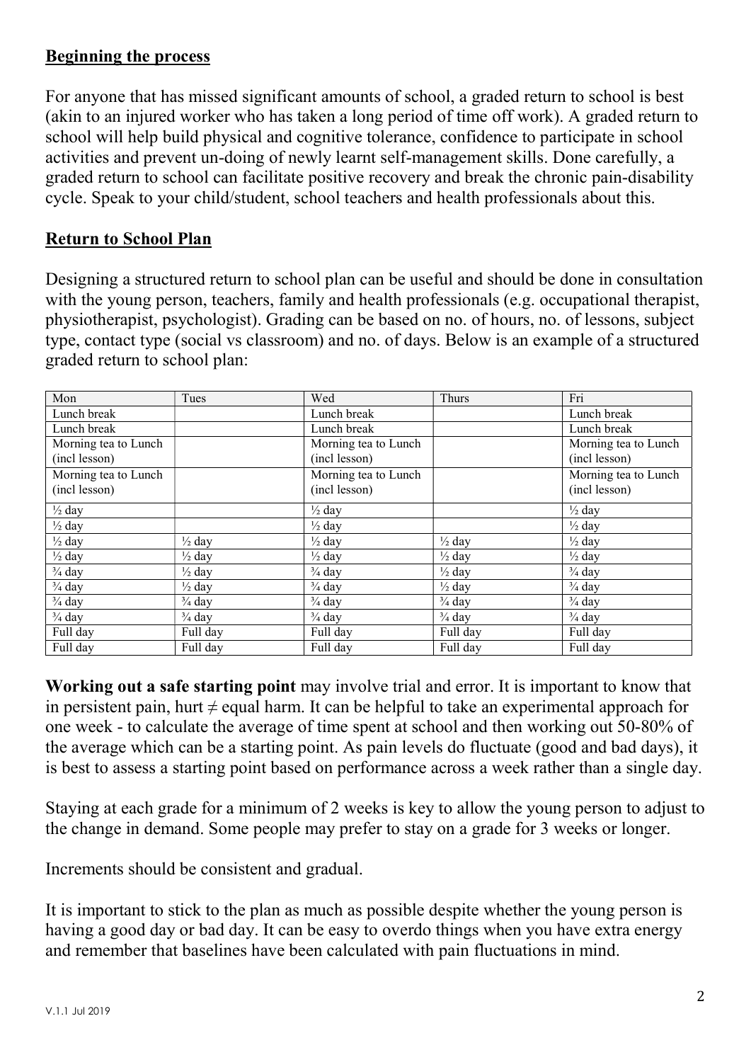## Beginning the process

For anyone that has missed significant amounts of school, a graded return to school is best (akin to an injured worker who has taken a long period of time off work). A graded return to school will help build physical and cognitive tolerance, confidence to participate in school activities and prevent un-doing of newly learnt self-management skills. Done carefully, a graded return to school can facilitate positive recovery and break the chronic pain-disability cycle. Speak to your child/student, school teachers and health professionals about this.

## Return to School Plan

Designing a structured return to school plan can be useful and should be done in consultation with the young person, teachers, family and health professionals (e.g. occupational therapist, physiotherapist, psychologist). Grading can be based on no. of hours, no. of lessons, subject type, contact type (social vs classroom) and no. of days. Below is an example of a structured graded return to school plan:

| Mon | Tues | Wed | Thurs | Fri |
|---|---|---|---|---|
| Lunch break | | Lunch break | | Lunch break |
| Lunch break | | Lunch break | | Lunch break |
| Morning tea to Lunch (incl lesson) | | Morning tea to Lunch (incl lesson) | | Morning tea to Lunch (incl lesson) |
| Morning tea to Lunch (incl lesson) | | Morning tea to Lunch (incl lesson) | | Morning tea to Lunch (incl lesson) |
| ½ day | | ½ day | | ½ day |
| ½ day | | ½ day | | ½ day |
| ½ day | ½ day | ½ day | ½ day | ½ day |
| ½ day | ½ day | ½ day | ½ day | ½ day |
| ¾ day | ½ day | ¾ day | ½ day | ¾ day |
| ¾ day | ½ day | ¾ day | ½ day | ¾ day |
| ¾ day | ¾ day | ¾ day | ¾ day | ¾ day |
| ¾ day | ¾ day | ¾ day | ¾ day | ¾ day |
| Full day | Full day | Full day | Full day | Full day |
| Full day | Full day | Full day | Full day | Full day |

**Working out a safe starting point** may involve trial and error. It is important to know that in persistent pain, hurt ≠ equal harm. It can be helpful to take an experimental approach for one week - to calculate the average of time spent at school and then working out 50-80% of the average which can be a starting point. As pain levels do fluctuate (good and bad days), it is best to assess a starting point based on performance across a week rather than a single day.

Staying at each grade for a minimum of 2 weeks is key to allow the young person to adjust to the change in demand. Some people may prefer to stay on a grade for 3 weeks or longer.

Increments should be consistent and gradual.

It is important to stick to the plan as much as possible despite whether the young person is having a good day or bad day. It can be easy to overdo things when you have extra energy and remember that baselines have been calculated with pain fluctuations in mind.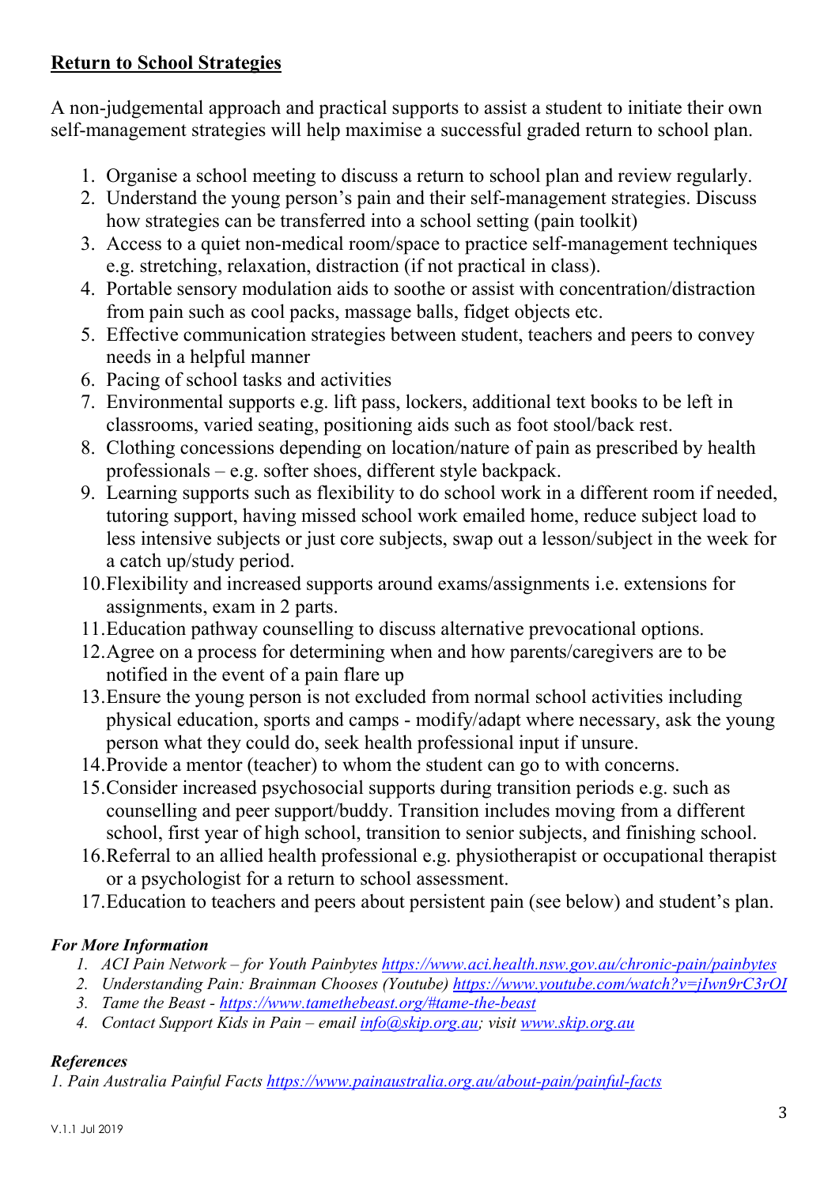## **Return to School Strategies**

A non-judgemental approach and practical supports to assist a student to initiate their own self-management strategies will help maximise a successful graded return to school plan.

1. Organise a school meeting to discuss a return to school plan and review regularly.
2. Understand the young person's pain and their self-management strategies. Discuss how strategies can be transferred into a school setting (pain toolkit)
3. Access to a quiet non-medical room/space to practice self-management techniques e.g. stretching, relaxation, distraction (if not practical in class).
4. Portable sensory modulation aids to soothe or assist with concentration/distraction from pain such as cool packs, massage balls, fidget objects etc.
5. Effective communication strategies between student, teachers and peers to convey needs in a helpful manner
6. Pacing of school tasks and activities
7. Environmental supports e.g. lift pass, lockers, additional text books to be left in classrooms, varied seating, positioning aids such as foot stool/back rest.
8. Clothing concessions depending on location/nature of pain as prescribed by health professionals – e.g. softer shoes, different style backpack.
9. Learning supports such as flexibility to do school work in a different room if needed, tutoring support, having missed school work emailed home, reduce subject load to less intensive subjects or just core subjects, swap out a lesson/subject in the week for a catch up/study period.
10. Flexibility and increased supports around exams/assignments i.e. extensions for assignments, exam in 2 parts.
11. Education pathway counselling to discuss alternative prevocational options.
12. Agree on a process for determining when and how parents/caregivers are to be notified in the event of a pain flare up
13. Ensure the young person is not excluded from normal school activities including physical education, sports and camps - modify/adapt where necessary, ask the young person what they could do, seek health professional input if unsure.
14. Provide a mentor (teacher) to whom the student can go to with concerns.
15. Consider increased psychosocial supports during transition periods e.g. such as counselling and peer support/buddy. Transition includes moving from a different school, first year of high school, transition to senior subjects, and finishing school.
16. Referral to an allied health professional e.g. physiotherapist or occupational therapist or a psychologist for a return to school assessment.
17. Education to teachers and peers about persistent pain (see below) and student's plan.

***For More Information***

1. *ACI Pain Network – for Youth Painbytes https://www.aci.health.nsw.gov.au/chronic-pain/painbytes*
2. *Understanding Pain: Brainman Chooses (Youtube) https://www.youtube.com/watch?v=jIwn9rC3rOI*
3. *Tame the Beast - https://www.tamethebeast.org/#tame-the-beast*
4. *Contact Support Kids in Pain – email info@skip.org.au; visit www.skip.org.au*

***References***

*1. Pain Australia Painful Facts https://www.painaustralia.org.au/about-pain/painful-facts*

V.1.1 Jul 2019